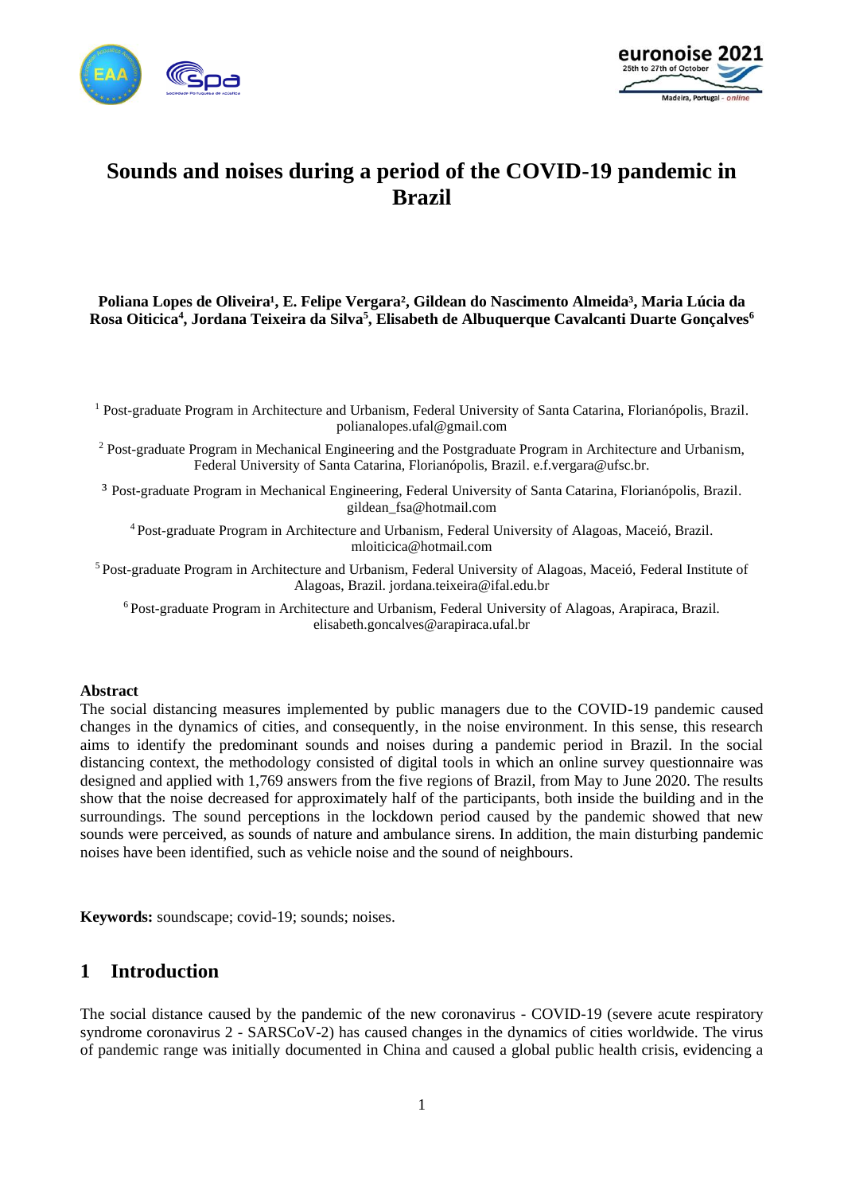# Sounds and noises during a period of the COVID-19 pandemic in Brazil

**Poliana Lopes de Oliveira[1], E. Felipe Vergara[2], Gildean do Nascimento Almeida[3], Maria Lúcia da Rosa Oiticica[4], Jordana Teixeira da Silva[5], Elisabeth de Albuquerque Cavalcanti Duarte Gonçalves[6]**

[1] Post-graduate Program in Architecture and Urbanism, Federal University of Santa Catarina, Florianópolis, Brazil. polianalopes.ufal@gmail.com

[2] Post-graduate Program in Mechanical Engineering and the Postgraduate Program in Architecture and Urbanism, Federal University of Santa Catarina, Florianópolis, Brazil. e.f.vergara@ufsc.br.

[3] Post-graduate Program in Mechanical Engineering, Federal University of Santa Catarina, Florianópolis, Brazil. gildean_fsa@hotmail.com

[4] Post-graduate Program in Architecture and Urbanism, Federal University of Alagoas, Maceió, Brazil. mloiticica@hotmail.com

[5] Post-graduate Program in Architecture and Urbanism, Federal University of Alagoas, Maceió, Federal Institute of Alagoas, Brazil. jordana.teixeira@ifal.edu.br

[6] Post-graduate Program in Architecture and Urbanism, Federal University of Alagoas, Arapiraca, Brazil. elisabeth.goncalves@arapiraca.ufal.br

## Abstract

The social distancing measures implemented by public managers due to the COVID-19 pandemic caused changes in the dynamics of cities, and consequently, in the noise environment. In this sense, this research aims to identify the predominant sounds and noises during a pandemic period in Brazil. In the social distancing context, the methodology consisted of digital tools in which an online survey questionnaire was designed and applied with 1,769 answers from the five regions of Brazil, from May to June 2020. The results show that the noise decreased for approximately half of the participants, both inside the building and in the surroundings. The sound perceptions in the lockdown period caused by the pandemic showed that new sounds were perceived, as sounds of nature and ambulance sirens. In addition, the main disturbing pandemic noises have been identified, such as vehicle noise and the sound of neighbours.

**Keywords:** soundscape; covid-19; sounds; noises.

## 1 Introduction

The social distance caused by the pandemic of the new coronavirus - COVID-19 (severe acute respiratory syndrome coronavirus 2 - SARSCoV-2) has caused changes in the dynamics of cities worldwide. The virus of pandemic range was initially documented in China and caused a global public health crisis, evidencing a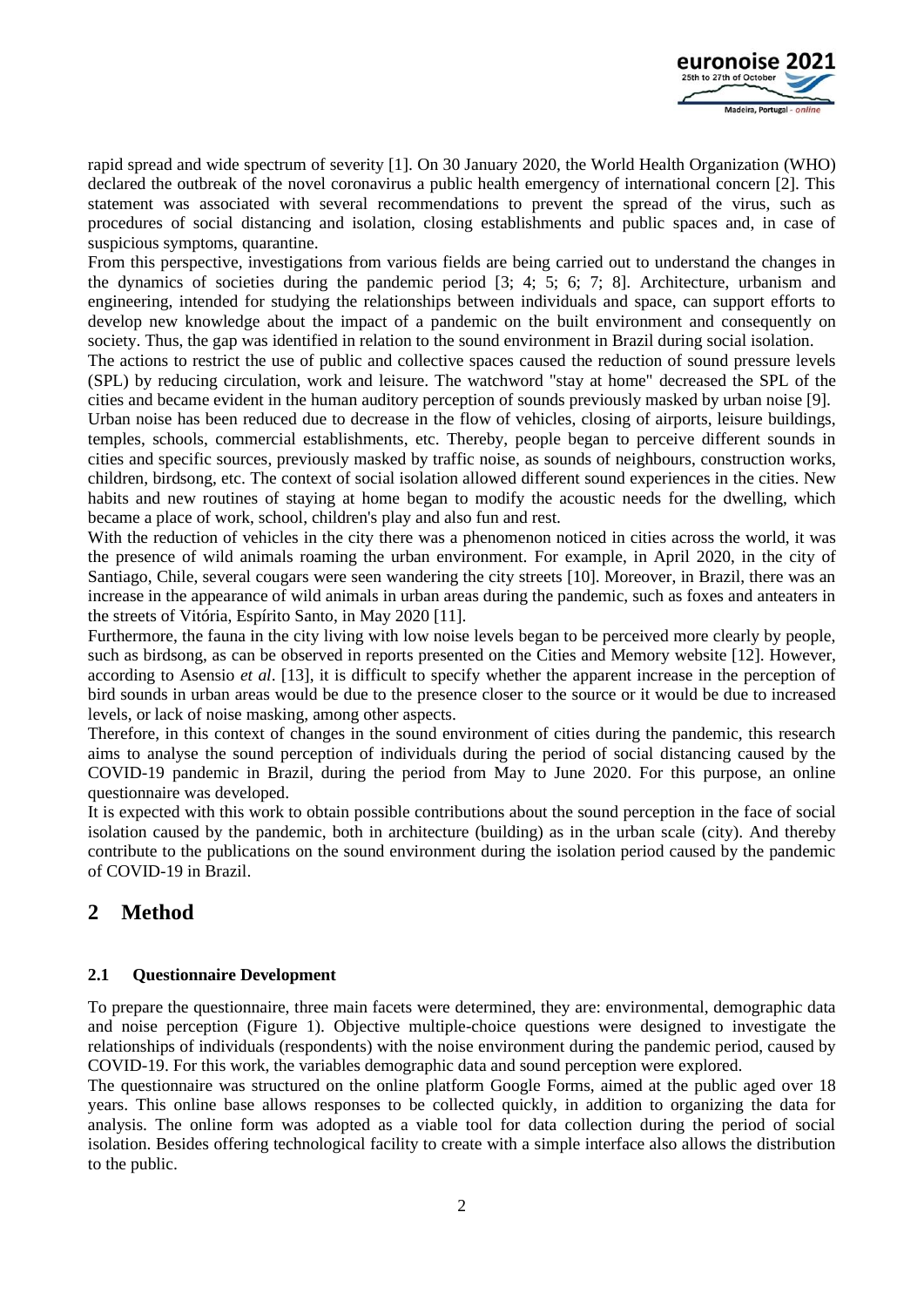rapid spread and wide spectrum of severity [1]. On 30 January 2020, the World Health Organization (WHO) declared the outbreak of the novel coronavirus a public health emergency of international concern [2]. This statement was associated with several recommendations to prevent the spread of the virus, such as procedures of social distancing and isolation, closing establishments and public spaces and, in case of suspicious symptoms, quarantine.

From this perspective, investigations from various fields are being carried out to understand the changes in the dynamics of societies during the pandemic period [3; 4; 5; 6; 7; 8]. Architecture, urbanism and engineering, intended for studying the relationships between individuals and space, can support efforts to develop new knowledge about the impact of a pandemic on the built environment and consequently on society. Thus, the gap was identified in relation to the sound environment in Brazil during social isolation.

The actions to restrict the use of public and collective spaces caused the reduction of sound pressure levels (SPL) by reducing circulation, work and leisure. The watchword "stay at home" decreased the SPL of the cities and became evident in the human auditory perception of sounds previously masked by urban noise [9].

Urban noise has been reduced due to decrease in the flow of vehicles, closing of airports, leisure buildings, temples, schools, commercial establishments, etc. Thereby, people began to perceive different sounds in cities and specific sources, previously masked by traffic noise, as sounds of neighbours, construction works, children, birdsong, etc. The context of social isolation allowed different sound experiences in the cities. New habits and new routines of staying at home began to modify the acoustic needs for the dwelling, which became a place of work, school, children's play and also fun and rest.

With the reduction of vehicles in the city there was a phenomenon noticed in cities across the world, it was the presence of wild animals roaming the urban environment. For example, in April 2020, in the city of Santiago, Chile, several cougars were seen wandering the city streets [10]. Moreover, in Brazil, there was an increase in the appearance of wild animals in urban areas during the pandemic, such as foxes and anteaters in the streets of Vitória, Espírito Santo, in May 2020 [11].

Furthermore, the fauna in the city living with low noise levels began to be perceived more clearly by people, such as birdsong, as can be observed in reports presented on the Cities and Memory website [12]. However, according to Asensio *et al*. [13], it is difficult to specify whether the apparent increase in the perception of bird sounds in urban areas would be due to the presence closer to the source or it would be due to increased levels, or lack of noise masking, among other aspects.

Therefore, in this context of changes in the sound environment of cities during the pandemic, this research aims to analyse the sound perception of individuals during the period of social distancing caused by the COVID-19 pandemic in Brazil, during the period from May to June 2020. For this purpose, an online questionnaire was developed.

It is expected with this work to obtain possible contributions about the sound perception in the face of social isolation caused by the pandemic, both in architecture (building) as in the urban scale (city). And thereby contribute to the publications on the sound environment during the isolation period caused by the pandemic of COVID-19 in Brazil.

# 2 Method

## 2.1 Questionnaire Development

To prepare the questionnaire, three main facets were determined, they are: environmental, demographic data and noise perception (Figure 1). Objective multiple-choice questions were designed to investigate the relationships of individuals (respondents) with the noise environment during the pandemic period, caused by COVID-19. For this work, the variables demographic data and sound perception were explored.

The questionnaire was structured on the online platform Google Forms, aimed at the public aged over 18 years. This online base allows responses to be collected quickly, in addition to organizing the data for analysis. The online form was adopted as a viable tool for data collection during the period of social isolation. Besides offering technological facility to create with a simple interface also allows the distribution to the public.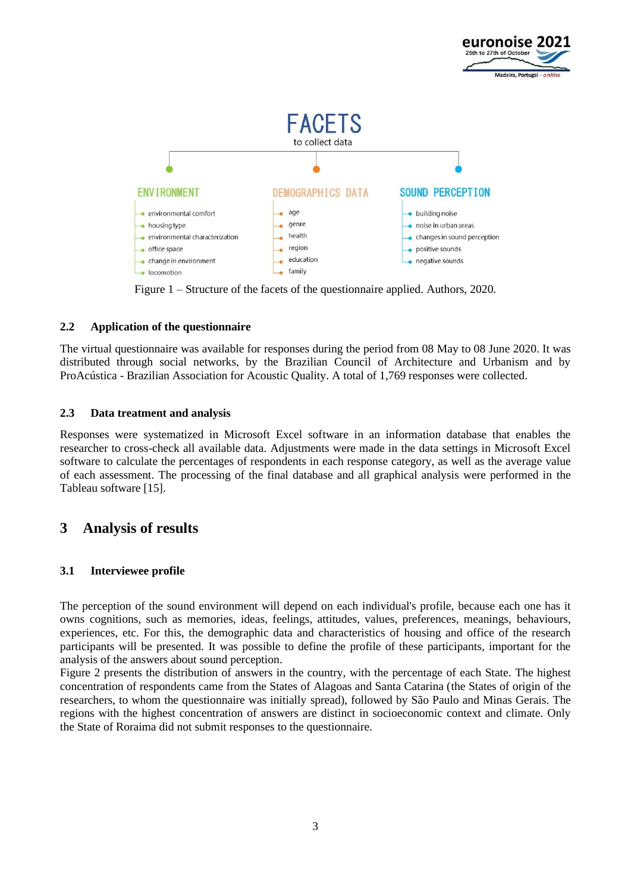**FACETS**
to collect data

- **ENVIRONMENT**
  - environmental comfort
  - housing type
  - environmental characterization
  - office space
  - change in environment
  - locomotion
- **DEMOGRAPHICS DATA**
  - age
  - genre
  - health
  - region
  - education
  - family
- **SOUND PERCEPTION**
  - building noise
  - noise in urban areas
  - changes in sound perception
  - positive sounds
  - negative sounds

Figure 1 – Structure of the facets of the questionnaire applied. Authors, 2020.

### 2.2 Application of the questionnaire

The virtual questionnaire was available for responses during the period from 08 May to 08 June 2020. It was distributed through social networks, by the Brazilian Council of Architecture and Urbanism and by ProAcústica - Brazilian Association for Acoustic Quality. A total of 1,769 responses were collected.

### 2.3 Data treatment and analysis

Responses were systematized in Microsoft Excel software in an information database that enables the researcher to cross-check all available data. Adjustments were made in the data settings in Microsoft Excel software to calculate the percentages of respondents in each response category, as well as the average value of each assessment. The processing of the final database and all graphical analysis were performed in the Tableau software [15].

## 3 Analysis of results

### 3.1 Interviewee profile

The perception of the sound environment will depend on each individual's profile, because each one has it owns cognitions, such as memories, ideas, feelings, attitudes, values, preferences, meanings, behaviours, experiences, etc. For this, the demographic data and characteristics of housing and office of the research participants will be presented. It was possible to define the profile of these participants, important for the analysis of the answers about sound perception.

Figure 2 presents the distribution of answers in the country, with the percentage of each State. The highest concentration of respondents came from the States of Alagoas and Santa Catarina (the States of origin of the researchers, to whom the questionnaire was initially spread), followed by São Paulo and Minas Gerais. The regions with the highest concentration of answers are distinct in socioeconomic context and climate. Only the State of Roraima did not submit responses to the questionnaire.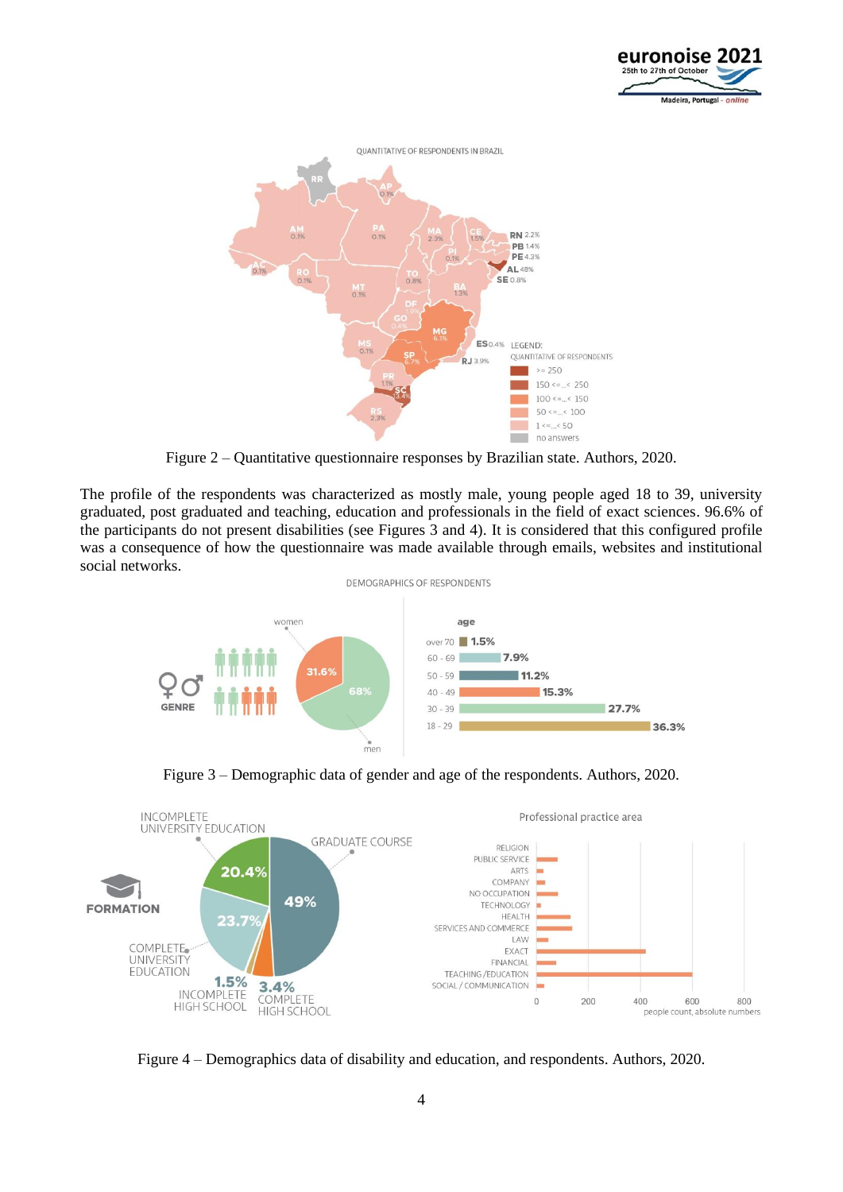Figure 2 – Quantitative questionnaire responses by Brazilian state. Authors, 2020.

The profile of the respondents was characterized as mostly male, young people aged 18 to 39, university graduated, post graduated and teaching, education and professionals in the field of exact sciences. 96.6% of the participants do not present disabilities (see Figures 3 and 4). It is considered that this configured profile was a consequence of how the questionnaire was made available through emails, websites and institutional social networks.

Figure 3 – Demographic data of gender and age of the respondents. Authors, 2020.

Figure 4 – Demographics data of disability and education, and respondents. Authors, 2020.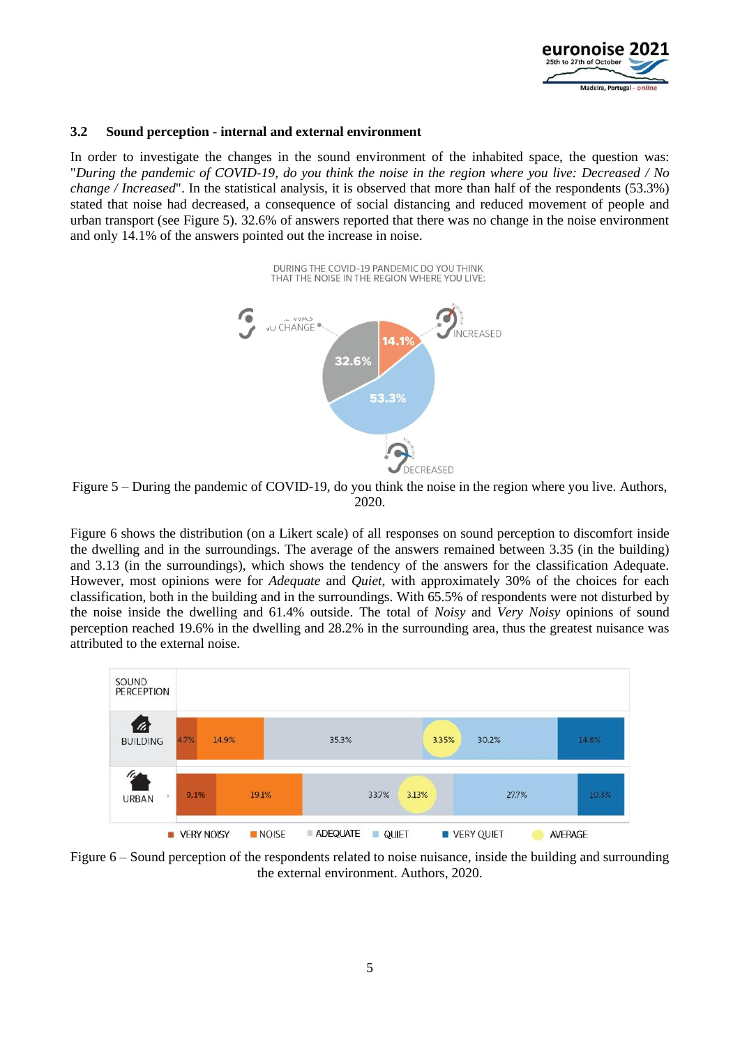### 3.2 Sound perception - internal and external environment

In order to investigate the changes in the sound environment of the inhabited space, the question was: "*During the pandemic of COVID-19, do you think the noise in the region where you live: Decreased / No change / Increased*". In the statistical analysis, it is observed that more than half of the respondents (53.3%) stated that noise had decreased, a consequence of social distancing and reduced movement of people and urban transport (see Figure 5). 32.6% of answers reported that there was no change in the noise environment and only 14.1% of the answers pointed out the increase in noise.

Figure 5 – During the pandemic of COVID-19, do you think the noise in the region where you live. Authors, 2020.

Figure 6 shows the distribution (on a Likert scale) of all responses on sound perception to discomfort inside the dwelling and in the surroundings. The average of the answers remained between 3.35 (in the building) and 3.13 (in the surroundings), which shows the tendency of the answers for the classification Adequate. However, most opinions were for *Adequate* and *Quiet*, with approximately 30% of the choices for each classification, both in the building and in the surroundings. With 65.5% of respondents were not disturbed by the noise inside the dwelling and 61.4% outside. The total of *Noisy* and *Very Noisy* opinions of sound perception reached 19.6% in the dwelling and 28.2% in the surrounding area, thus the greatest nuisance was attributed to the external noise.

Figure 6 – Sound perception of the respondents related to noise nuisance, inside the building and surrounding the external environment. Authors, 2020.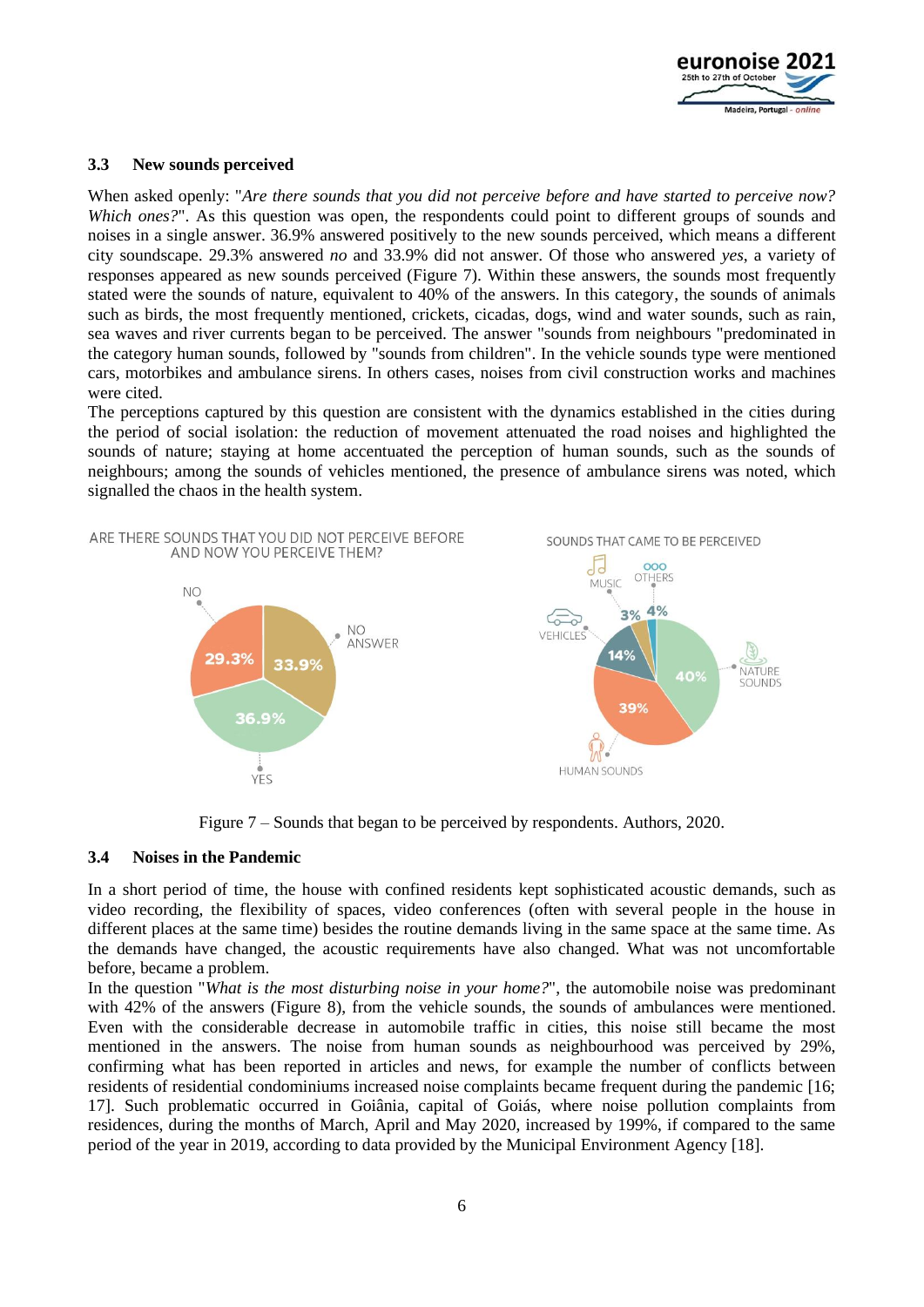### 3.3 New sounds perceived

When asked openly: "*Are there sounds that you did not perceive before and have started to perceive now? Which ones?*". As this question was open, the respondents could point to different groups of sounds and noises in a single answer. 36.9% answered positively to the new sounds perceived, which means a different city soundscape. 29.3% answered *no* and 33.9% did not answer. Of those who answered *yes*, a variety of responses appeared as new sounds perceived (Figure 7). Within these answers, the sounds most frequently stated were the sounds of nature, equivalent to 40% of the answers. In this category, the sounds of animals such as birds, the most frequently mentioned, crickets, cicadas, dogs, wind and water sounds, such as rain, sea waves and river currents began to be perceived. The answer "sounds from neighbours "predominated in the category human sounds, followed by "sounds from children". In the vehicle sounds type were mentioned cars, motorbikes and ambulance sirens. In others cases, noises from civil construction works and machines were cited.

The perceptions captured by this question are consistent with the dynamics established in the cities during the period of social isolation: the reduction of movement attenuated the road noises and highlighted the sounds of nature; staying at home accentuated the perception of human sounds, such as the sounds of neighbours; among the sounds of vehicles mentioned, the presence of ambulance sirens was noted, which signalled the chaos in the health system.

ARE THERE SOUNDS THAT YOU DID NOT PERCEIVE BEFORE AND NOW YOU PERCEIVE THEM?

| Answer | % |
|---|---|
| YES | 36.9% |
| NO ANSWER | 33.9% |
| NO | 29.3% |

SOUNDS THAT CAME TO BE PERCEIVED

| Category | % |
|---|---|
| NATURE SOUNDS | 40% |
| HUMAN SOUNDS | 39% |
| VEHICLES | 14% |
| OTHERS | 4% |
| MUSIC | 3% |

Figure 7 – Sounds that began to be perceived by respondents. Authors, 2020.

### 3.4 Noises in the Pandemic

In a short period of time, the house with confined residents kept sophisticated acoustic demands, such as video recording, the flexibility of spaces, video conferences (often with several people in the house in different places at the same time) besides the routine demands living in the same space at the same time. As the demands have changed, the acoustic requirements have also changed. What was not uncomfortable before, became a problem.

In the question "*What is the most disturbing noise in your home?*", the automobile noise was predominant with 42% of the answers (Figure 8), from the vehicle sounds, the sounds of ambulances were mentioned. Even with the considerable decrease in automobile traffic in cities, this noise still became the most mentioned in the answers. The noise from human sounds as neighbourhood was perceived by 29%, confirming what has been reported in articles and news, for example the number of conflicts between residents of residential condominiums increased noise complaints became frequent during the pandemic [16; 17]. Such problematic occurred in Goiânia, capital of Goiás, where noise pollution complaints from residences, during the months of March, April and May 2020, increased by 199%, if compared to the same period of the year in 2019, according to data provided by the Municipal Environment Agency [18].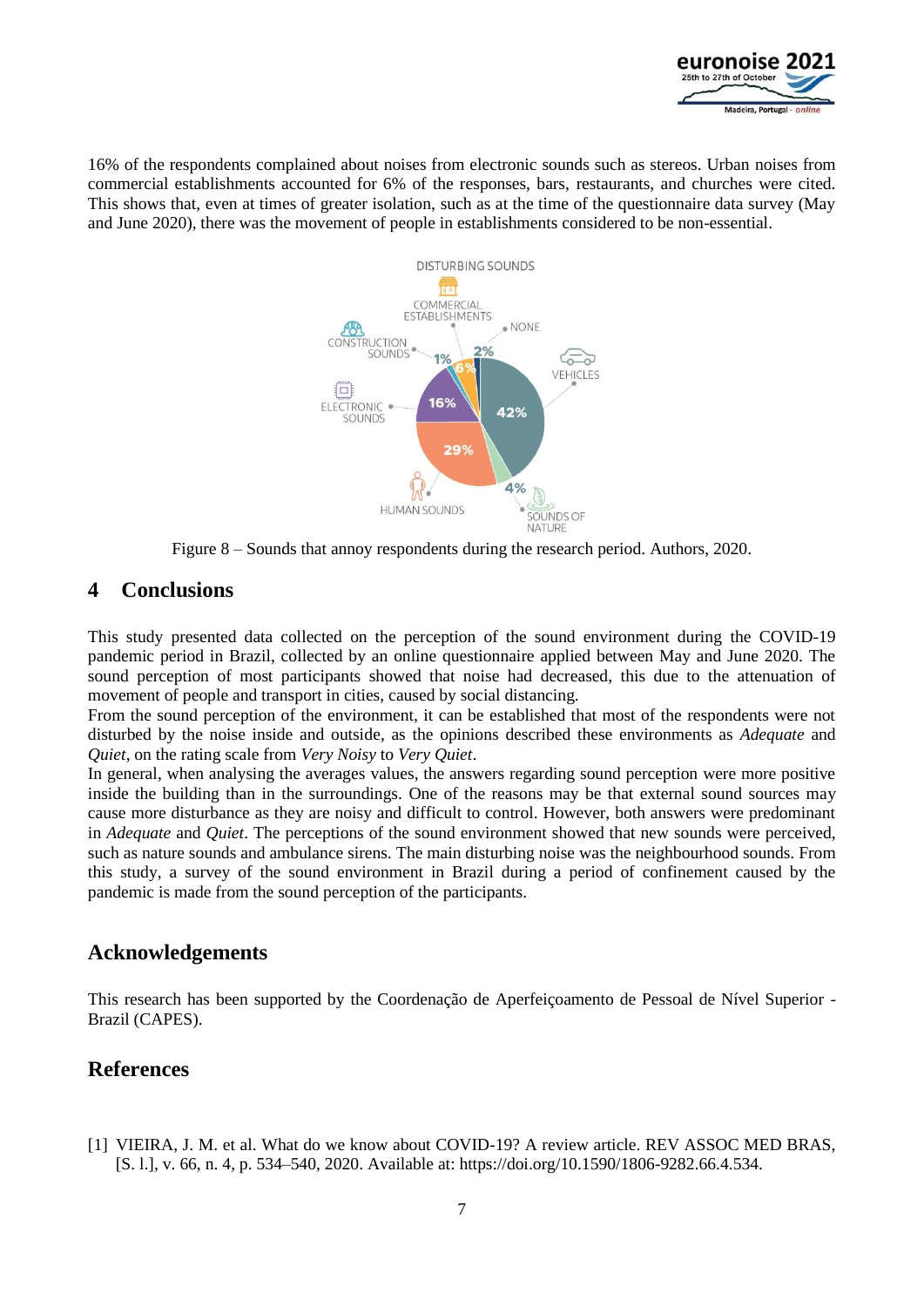16% of the respondents complained about noises from electronic sounds such as stereos. Urban noises from commercial establishments accounted for 6% of the responses, bars, restaurants, and churches were cited. This shows that, even at times of greater isolation, such as at the time of the questionnaire data survey (May and June 2020), there was the movement of people in establishments considered to be non-essential.

Figure 8 – Sounds that annoy respondents during the research period. Authors, 2020.

## 4 Conclusions

This study presented data collected on the perception of the sound environment during the COVID-19 pandemic period in Brazil, collected by an online questionnaire applied between May and June 2020. The sound perception of most participants showed that noise had decreased, this due to the attenuation of movement of people and transport in cities, caused by social distancing.

From the sound perception of the environment, it can be established that most of the respondents were not disturbed by the noise inside and outside, as the opinions described these environments as *Adequate* and *Quiet*, on the rating scale from *Very Noisy* to *Very Quiet*.

In general, when analysing the averages values, the answers regarding sound perception were more positive inside the building than in the surroundings. One of the reasons may be that external sound sources may cause more disturbance as they are noisy and difficult to control. However, both answers were predominant in *Adequate* and *Quiet*. The perceptions of the sound environment showed that new sounds were perceived, such as nature sounds and ambulance sirens. The main disturbing noise was the neighbourhood sounds. From this study, a survey of the sound environment in Brazil during a period of confinement caused by the pandemic is made from the sound perception of the participants.

## Acknowledgements

This research has been supported by the Coordenação de Aperfeiçoamento de Pessoal de Nível Superior - Brazil (CAPES).

## References

[1] VIEIRA, J. M. et al. What do we know about COVID-19? A review article. REV ASSOC MED BRAS, [S. l.], v. 66, n. 4, p. 534–540, 2020. Available at: https://doi.org/10.1590/1806-9282.66.4.534.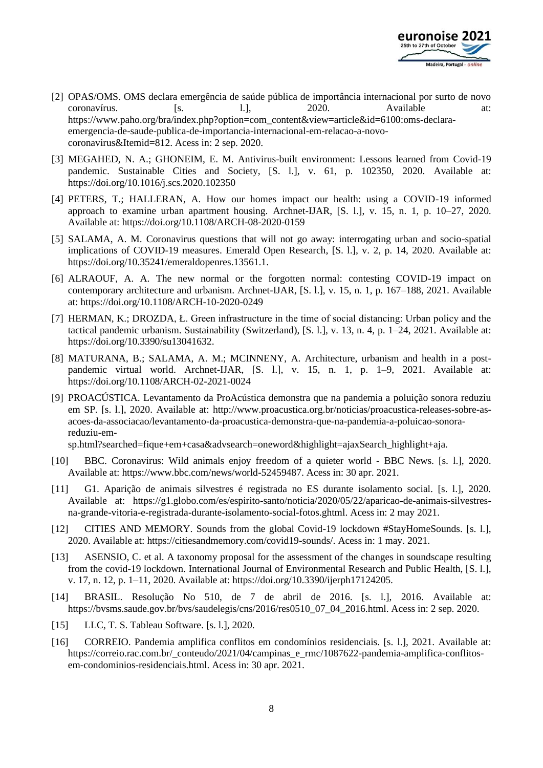[2] OPAS/OMS. OMS declara emergência de saúde pública de importância internacional por surto de novo coronavírus. [s. l.], 2020. Available at: https://www.paho.org/bra/index.php?option=com_content&view=article&id=6100:oms-declara-emergencia-de-saude-publica-de-importancia-internacional-em-relacao-a-novo-coronavirus&Itemid=812. Acess in: 2 sep. 2020.

[3] MEGAHED, N. A.; GHONEIM, E. M. Antivirus-built environment: Lessons learned from Covid-19 pandemic. Sustainable Cities and Society, [S. l.], v. 61, p. 102350, 2020. Available at: https://doi.org/10.1016/j.scs.2020.102350

[4] PETERS, T.; HALLERAN, A. How our homes impact our health: using a COVID-19 informed approach to examine urban apartment housing. Archnet-IJAR, [S. l.], v. 15, n. 1, p. 10–27, 2020. Available at: https://doi.org/10.1108/ARCH-08-2020-0159

[5] SALAMA, A. M. Coronavirus questions that will not go away: interrogating urban and socio-spatial implications of COVID-19 measures. Emerald Open Research, [S. l.], v. 2, p. 14, 2020. Available at: https://doi.org/10.35241/emeraldopenres.13561.1.

[6] ALRAOUF, A. A. The new normal or the forgotten normal: contesting COVID-19 impact on contemporary architecture and urbanism. Archnet-IJAR, [S. l.], v. 15, n. 1, p. 167–188, 2021. Available at: https://doi.org/10.1108/ARCH-10-2020-0249

[7] HERMAN, K.; DROZDA, Ł. Green infrastructure in the time of social distancing: Urban policy and the tactical pandemic urbanism. Sustainability (Switzerland), [S. l.], v. 13, n. 4, p. 1–24, 2021. Available at: https://doi.org/10.3390/su13041632.

[8] MATURANA, B.; SALAMA, A. M.; MCINNENY, A. Architecture, urbanism and health in a post-pandemic virtual world. Archnet-IJAR, [S. l.], v. 15, n. 1, p. 1–9, 2021. Available at: https://doi.org/10.1108/ARCH-02-2021-0024

[9] PROACÚSTICA. Levantamento da ProAcústica demonstra que na pandemia a poluição sonora reduziu em SP. [s. l.], 2020. Available at: http://www.proacustica.org.br/noticias/proacustica-releases-sobre-as-acoes-da-associacao/levantamento-da-proacustica-demonstra-que-na-pandemia-a-poluicao-sonora-reduziu-em-sp.html?searched=fique+em+casa&advsearch=oneword&highlight=ajaxSearch_highlight+aja.

[10] BBC. Coronavirus: Wild animals enjoy freedom of a quieter world - BBC News. [s. l.], 2020. Available at: https://www.bbc.com/news/world-52459487. Acess in: 30 apr. 2021.

[11] G1. Aparição de animais silvestres é registrada no ES durante isolamento social. [s. l.], 2020. Available at: https://g1.globo.com/es/espirito-santo/noticia/2020/05/22/aparicao-de-animais-silvestres-na-grande-vitoria-e-registrada-durante-isolamento-social-fotos.ghtml. Acess in: 2 may 2021.

[12] CITIES AND MEMORY. Sounds from the global Covid-19 lockdown #StayHomeSounds. [s. l.], 2020. Available at: https://citiesandmemory.com/covid19-sounds/. Acess in: 1 may. 2021.

[13] ASENSIO, C. et al. A taxonomy proposal for the assessment of the changes in soundscape resulting from the covid-19 lockdown. International Journal of Environmental Research and Public Health, [S. l.], v. 17, n. 12, p. 1–11, 2020. Available at: https://doi.org/10.3390/ijerph17124205.

[14] BRASIL. Resolução No 510, de 7 de abril de 2016. [s. l.], 2016. Available at: https://bvsms.saude.gov.br/bvs/saudelegis/cns/2016/res0510_07_04_2016.html. Acess in: 2 sep. 2020.

[15] LLC, T. S. Tableau Software. [s. l.], 2020.

[16] CORREIO. Pandemia amplifica conflitos em condomínios residenciais. [s. l.], 2021. Available at: https://correio.rac.com.br/_conteudo/2021/04/campinas_e_rmc/1087622-pandemia-amplifica-conflitos-em-condominios-residenciais.html. Acess in: 30 apr. 2021.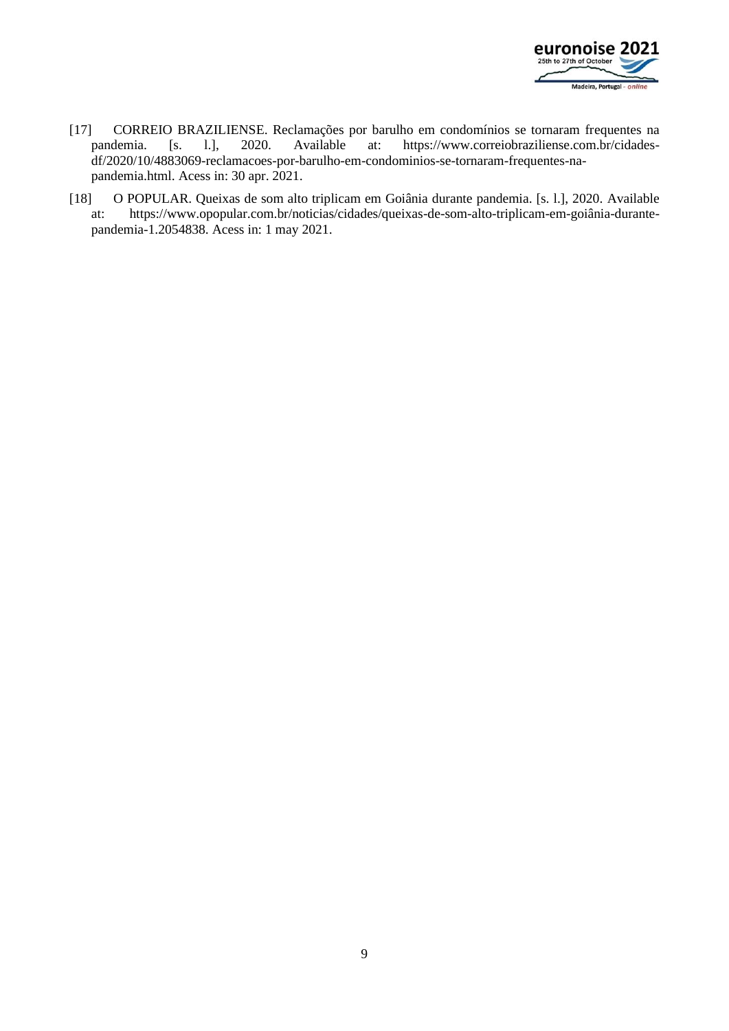[17] CORREIO BRAZILIENSE. Reclamações por barulho em condomínios se tornaram frequentes na pandemia. [s. l.], 2020. Available at: https://www.correiobraziliense.com.br/cidades-df/2020/10/4883069-reclamacoes-por-barulho-em-condominios-se-tornaram-frequentes-na-pandemia.html. Acess in: 30 apr. 2021.

[18] O POPULAR. Queixas de som alto triplicam em Goiânia durante pandemia. [s. l.], 2020. Available at: https://www.opopular.com.br/noticias/cidades/queixas-de-som-alto-triplicam-em-goiânia-durante-pandemia-1.2054838. Acess in: 1 may 2021.